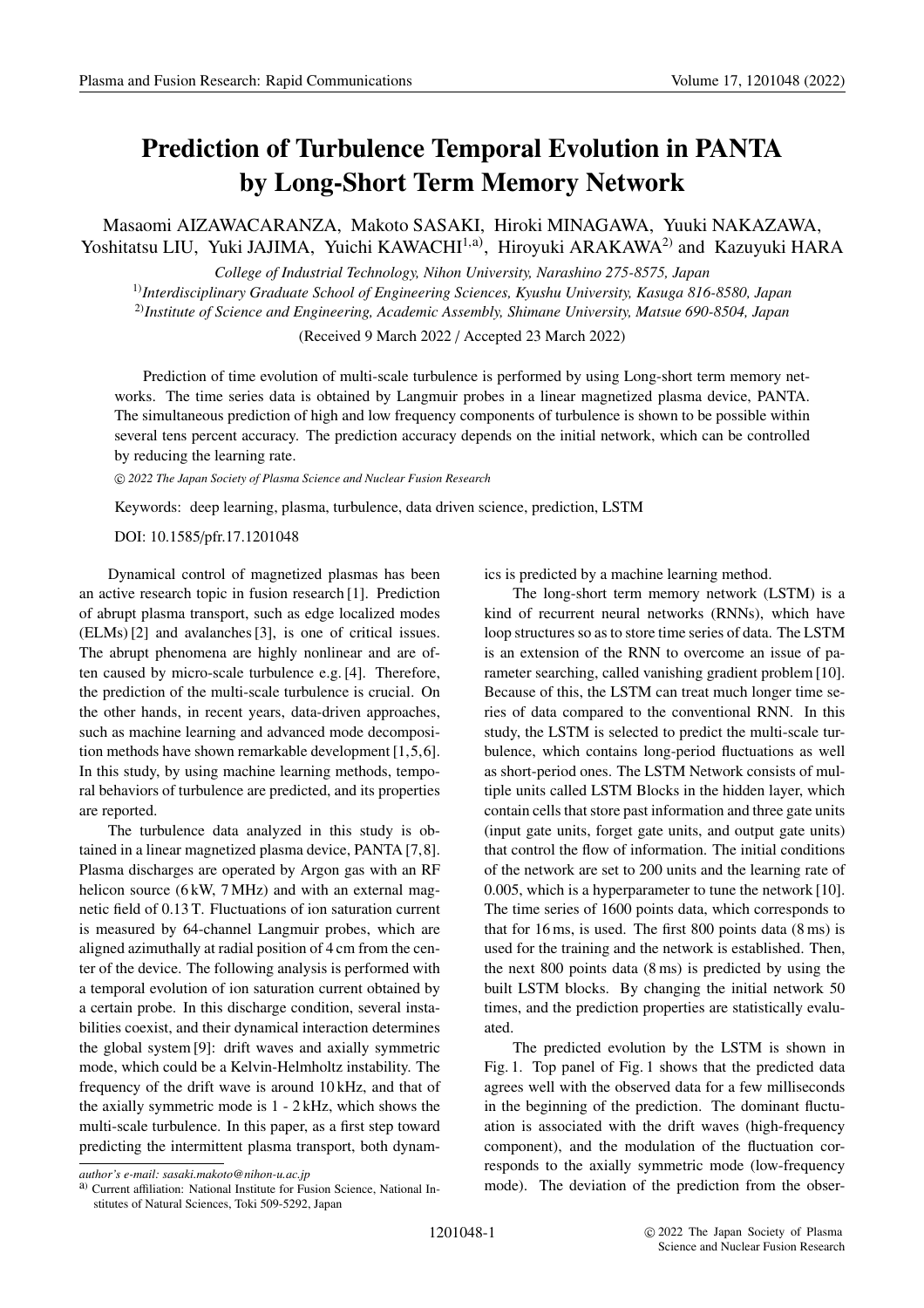# Prediction of Turbulence Temporal Evolution in PANTA by Long-Short Term Memory Network

Masaomi AIZAWACARANZA, Makoto SASAKI, Hiroki MINAGAWA, Yuuki NAKAZAWA, Yoshitatsu LIU, Yuki JAJIMA, Yuichi KAWACHI[1,a)], Hiroyuki ARAKAWA[2)] and Kazuyuki HARA

*College of Industrial Technology, Nihon University, Narashino 275-8575, Japan*

[1)] *Interdisciplinary Graduate School of Engineering Sciences, Kyushu University, Kasuga 816-8580, Japan*

[2)] *Institute of Science and Engineering, Academic Assembly, Shimane University, Matsue 690-8504, Japan*

(Received 9 March 2022 / Accepted 23 March 2022)

Prediction of time evolution of multi-scale turbulence is performed by using Long-short term memory networks. The time series data is obtained by Langmuir probes in a linear magnetized plasma device, PANTA. The simultaneous prediction of high and low frequency components of turbulence is shown to be possible within several tens percent accuracy. The prediction accuracy depends on the initial network, which can be controlled by reducing the learning rate.

*© 2022 The Japan Society of Plasma Science and Nuclear Fusion Research*

Keywords: deep learning, plasma, turbulence, data driven science, prediction, LSTM

DOI: 10.1585/pfr.17.1201048

Dynamical control of magnetized plasmas has been an active research topic in fusion research [1]. Prediction of abrupt plasma transport, such as edge localized modes (ELMs) [2] and avalanches [3], is one of critical issues. The abrupt phenomena are highly nonlinear and are often caused by micro-scale turbulence e.g. [4]. Therefore, the prediction of the multi-scale turbulence is crucial. On the other hands, in recent years, data-driven approaches, such as machine learning and advanced mode decomposition methods have shown remarkable development [1,5,6]. In this study, by using machine learning methods, temporal behaviors of turbulence are predicted, and its properties are reported.

The turbulence data analyzed in this study is obtained in a linear magnetized plasma device, PANTA [7,8]. Plasma discharges are operated by Argon gas with an RF helicon source (6 kW, 7 MHz) and with an external magnetic field of 0.13 T. Fluctuations of ion saturation current is measured by 64-channel Langmuir probes, which are aligned azimuthally at radial position of 4 cm from the center of the device. The following analysis is performed with a temporal evolution of ion saturation current obtained by a certain probe. In this discharge condition, several instabilities coexist, and their dynamical interaction determines the global system [9]: drift waves and axially symmetric mode, which could be a Kelvin-Helmholtz instability. The frequency of the drift wave is around 10 kHz, and that of the axially symmetric mode is 1 - 2 kHz, which shows the multi-scale turbulence. In this paper, as a first step toward predicting the intermittent plasma transport, both dynamics is predicted by a machine learning method.

The long-short term memory network (LSTM) is a kind of recurrent neural networks (RNNs), which have loop structures so as to store time series of data. The LSTM is an extension of the RNN to overcome an issue of parameter searching, called vanishing gradient problem [10]. Because of this, the LSTM can treat much longer time series of data compared to the conventional RNN. In this study, the LSTM is selected to predict the multi-scale turbulence, which contains long-period fluctuations as well as short-period ones. The LSTM Network consists of multiple units called LSTM Blocks in the hidden layer, which contain cells that store past information and three gate units (input gate units, forget gate units, and output gate units) that control the flow of information. The initial conditions of the network are set to 200 units and the learning rate of 0.005, which is a hyperparameter to tune the network [10]. The time series of 1600 points data, which corresponds to that for 16 ms, is used. The first 800 points data (8 ms) is used for the training and the network is established. Then, the next 800 points data (8 ms) is predicted by using the built LSTM blocks. By changing the initial network 50 times, and the prediction properties are statistically evaluated.

The predicted evolution by the LSTM is shown in Fig. 1. Top panel of Fig. 1 shows that the predicted data agrees well with the observed data for a few milliseconds in the beginning of the prediction. The dominant fluctuation is associated with the drift waves (high-frequency component), and the modulation of the fluctuation corresponds to the axially symmetric mode (low-frequency mode). The deviation of the prediction from the obser-

*author's e-mail: sasaki.makoto@nihon-u.ac.jp*

a) Current affiliation: National Institute for Fusion Science, National Institutes of Natural Sciences, Toki 509-5292, Japan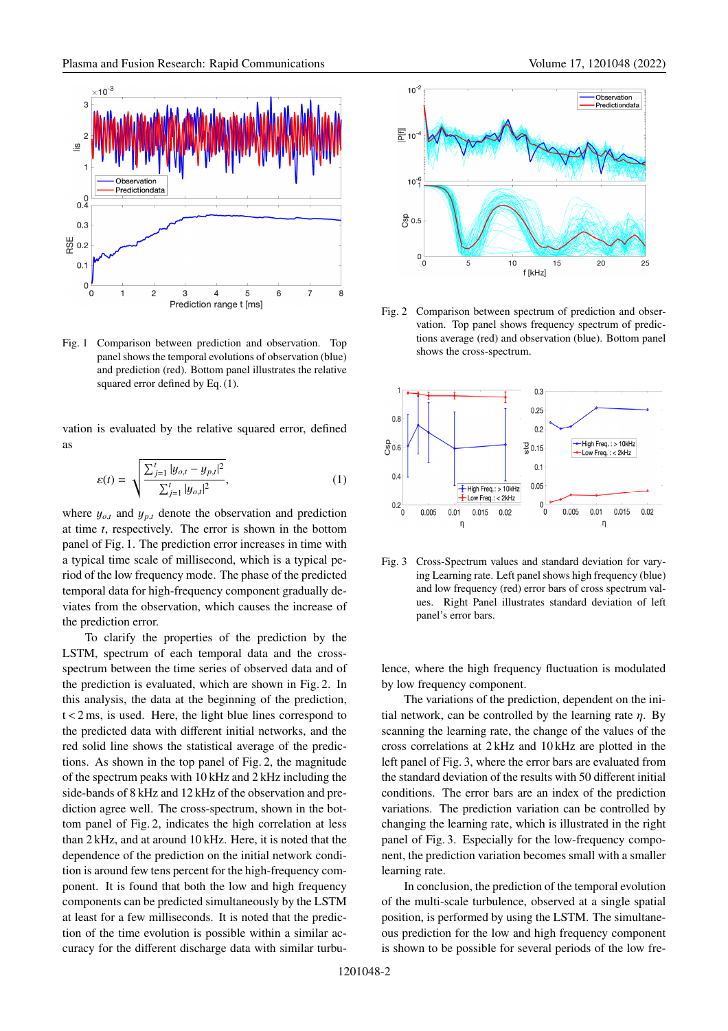Fig. 1 Comparison between prediction and observation. Top panel shows the temporal evolutions of observation (blue) and prediction (red). Bottom panel illustrates the relative squared error defined by Eq. (1).

vation is evaluated by the relative squared error, defined as

$$\varepsilon(t) = \sqrt{\frac{\sum_{j=1}^{t} |y_{o,t} - y_{p,t}|^2}{\sum_{j=1}^{t} |y_{o,t}|^2}}, \tag{1}$$

where $y_{o,t}$ and $y_{p,t}$ denote the observation and prediction at time $t$, respectively. The error is shown in the bottom panel of Fig. 1. The prediction error increases in time with a typical time scale of millisecond, which is a typical period of the low frequency mode. The phase of the predicted temporal data for high-frequency component gradually deviates from the observation, which causes the increase of the prediction error.

To clarify the properties of the prediction by the LSTM, spectrum of each temporal data and the cross-spectrum between the time series of observed data and of the prediction is evaluated, which are shown in Fig. 2. In this analysis, the data at the beginning of the prediction, $t < 2$ ms, is used. Here, the light blue lines correspond to the predicted data with different initial networks, and the red solid line shows the statistical average of the predictions. As shown in the top panel of Fig. 2, the magnitude of the spectrum peaks with 10 kHz and 2 kHz including the side-bands of 8 kHz and 12 kHz of the observation and prediction agree well. The cross-spectrum, shown in the bottom panel of Fig. 2, indicates the high correlation at less than 2 kHz, and at around 10 kHz. Here, it is noted that the dependence of the prediction on the initial network condition is around few tens percent for the high-frequency component. It is found that both the low and high frequency components can be predicted simultaneously by the LSTM at least for a few milliseconds. It is noted that the prediction of the time evolution is possible within a similar accuracy for the different discharge data with similar turbulence, where the high frequency fluctuation is modulated by low frequency component.

Fig. 2 Comparison between spectrum of prediction and observation. Top panel shows frequency spectrum of predictions average (red) and observation (blue). Bottom panel shows the cross-spectrum.

Fig. 3 Cross-Spectrum values and standard deviation for varying Learning rate. Left panel shows high frequency (blue) and low frequency (red) error bars of cross spectrum values. Right Panel illustrates standard deviation of left panel's error bars.

The variations of the prediction, dependent on the initial network, can be controlled by the learning rate $\eta$. By scanning the learning rate, the change of the values of the cross correlations at 2 kHz and 10 kHz are plotted in the left panel of Fig. 3, where the error bars are evaluated from the standard deviation of the results with 50 different initial conditions. The error bars are an index of the prediction variations. The prediction variation can be controlled by changing the learning rate, which is illustrated in the right panel of Fig. 3. Especially for the low-frequency component, the prediction variation becomes small with a smaller learning rate.

In conclusion, the prediction of the temporal evolution of the multi-scale turbulence, observed at a single spatial position, is performed by using the LSTM. The simultaneous prediction for the low and high frequency component is shown to be possible for several periods of the low fre-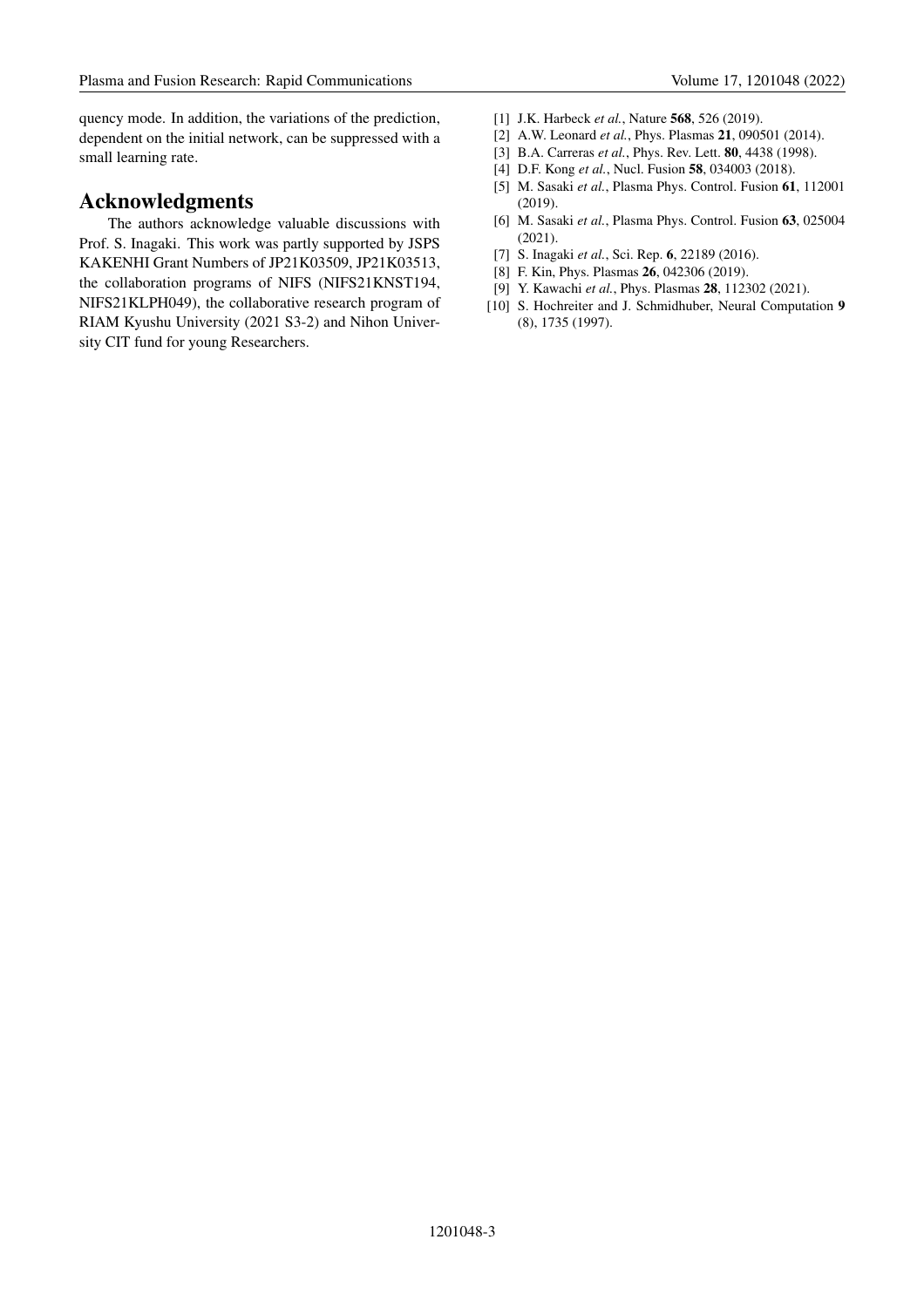quency mode. In addition, the variations of the prediction, dependent on the initial network, can be suppressed with a small learning rate.

## Acknowledgments

The authors acknowledge valuable discussions with Prof. S. Inagaki. This work was partly supported by JSPS KAKENHI Grant Numbers of JP21K03509, JP21K03513, the collaboration programs of NIFS (NIFS21KNST194, NIFS21KLPH049), the collaborative research program of RIAM Kyushu University (2021 S3-2) and Nihon University CIT fund for young Researchers.

[1] J.K. Harbeck *et al.*, Nature **568**, 526 (2019).
[2] A.W. Leonard *et al.*, Phys. Plasmas **21**, 090501 (2014).
[3] B.A. Carreras *et al.*, Phys. Rev. Lett. **80**, 4438 (1998).
[4] D.F. Kong *et al.*, Nucl. Fusion **58**, 034003 (2018).
[5] M. Sasaki *et al.*, Plasma Phys. Control. Fusion **61**, 112001 (2019).
[6] M. Sasaki *et al.*, Plasma Phys. Control. Fusion **63**, 025004 (2021).
[7] S. Inagaki *et al.*, Sci. Rep. **6**, 22189 (2016).
[8] F. Kin, Phys. Plasmas **26**, 042306 (2019).
[9] Y. Kawachi *et al.*, Phys. Plasmas **28**, 112302 (2021).
[10] S. Hochreiter and J. Schmidhuber, Neural Computation **9** (8), 1735 (1997).